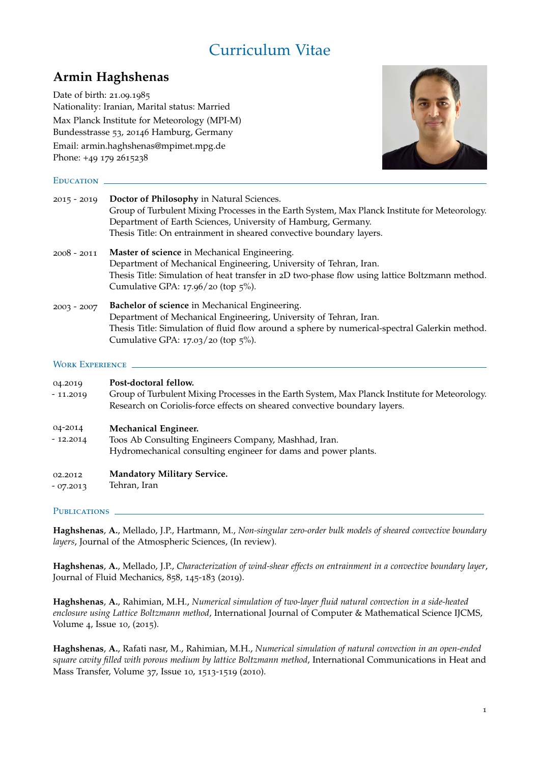# Curriculum Vitae

## Armin Haghshenas

Date of birth: 21.09.1985
Nationality: Iranian, Marital status: Married
Max Planck Institute for Meteorology (MPI-M)
Bundesstrasse 53, 20146 Hamburg, Germany
Email: armin.haghshenas@mpimet.mpg.de
Phone: +49 179 2615238

### Education

**2015 - 2019** — **Doctor of Philosophy** in Natural Sciences.
Group of Turbulent Mixing Processes in the Earth System, Max Planck Institute for Meteorology.
Department of Earth Sciences, University of Hamburg, Germany.
Thesis Title: On entrainment in sheared convective boundary layers.

**2008 - 2011** — **Master of science** in Mechanical Engineering.
Department of Mechanical Engineering, University of Tehran, Iran.
Thesis Title: Simulation of heat transfer in 2D two-phase flow using lattice Boltzmann method.
Cumulative GPA: 17.96/20 (top 5%).

**2003 - 2007** — **Bachelor of science** in Mechanical Engineering.
Department of Mechanical Engineering, University of Tehran, Iran.
Thesis Title: Simulation of fluid flow around a sphere by numerical-spectral Galerkin method.
Cumulative GPA: 17.03/20 (top 5%).

### Work Experience

**04.2019 - 11.2019** — **Post-doctoral fellow.**
Group of Turbulent Mixing Processes in the Earth System, Max Planck Institute for Meteorology.
Research on Coriolis-force effects on sheared convective boundary layers.

**04-2014 - 12.2014** — **Mechanical Engineer.**
Toos Ab Consulting Engineers Company, Mashhad, Iran.
Hydromechanical consulting engineer for dams and power plants.

**02.2012 - 07.2013** — **Mandatory Military Service.**
Tehran, Iran

### Publications

**Haghshenas, A.**, Mellado, J.P., Hartmann, M., *Non-singular zero-order bulk models of sheared convective boundary layers*, Journal of the Atmospheric Sciences, (In review).

**Haghshenas, A.**, Mellado, J.P., *Characterization of wind-shear effects on entrainment in a convective boundary layer*, Journal of Fluid Mechanics, 858, 145-183 (2019).

**Haghshenas, A.**, Rahimian, M.H., *Numerical simulation of two-layer fluid natural convection in a side-heated enclosure using Lattice Boltzmann method*, International Journal of Computer & Mathematical Science IJCMS, Volume 4, Issue 10, (2015).

**Haghshenas, A.**, Rafati nasr, M., Rahimian, M.H., *Numerical simulation of natural convection in an open-ended square cavity filled with porous medium by lattice Boltzmann method*, International Communications in Heat and Mass Transfer, Volume 37, Issue 10, 1513-1519 (2010).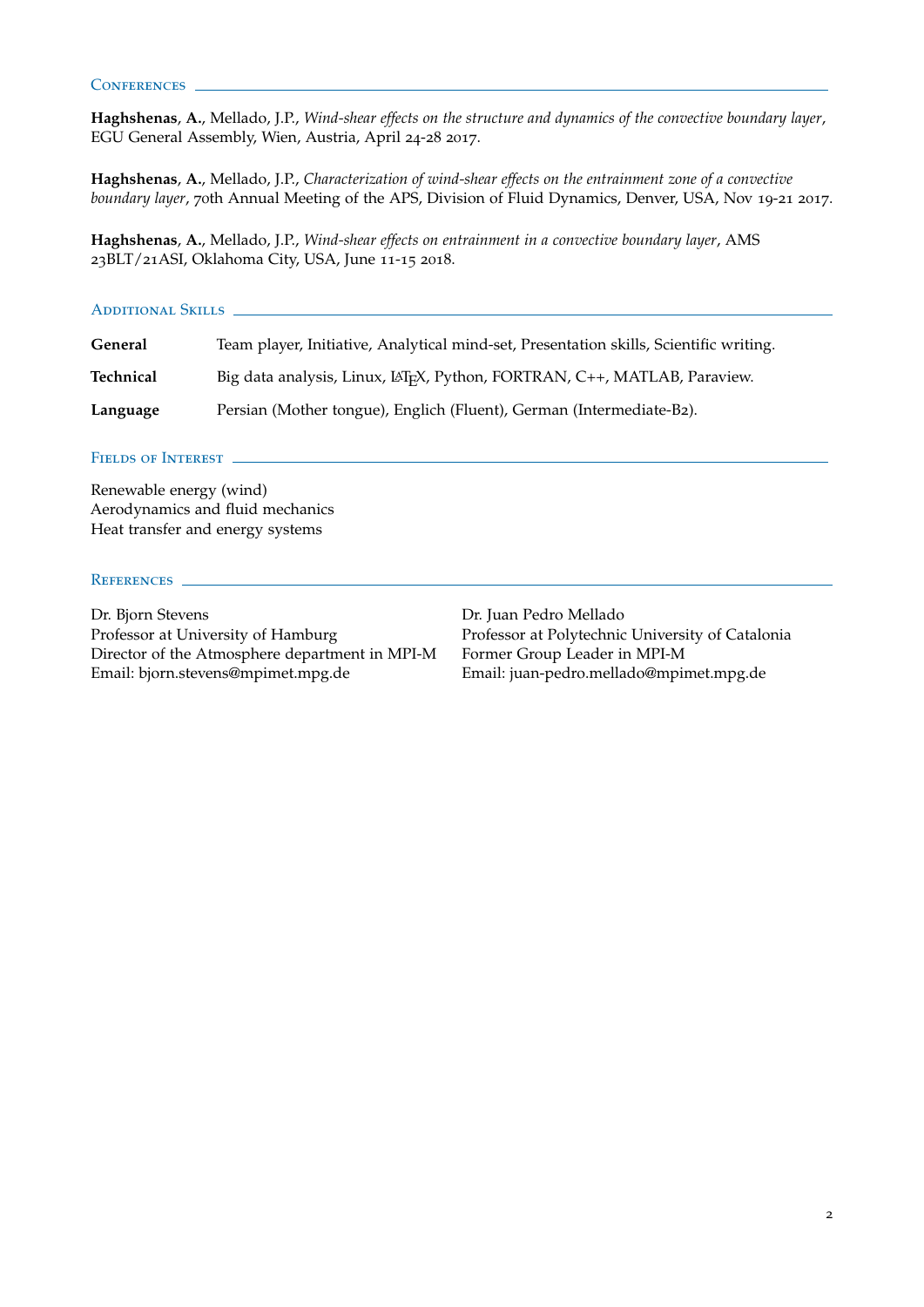## Conferences

**Haghshenas**, **A.**, Mellado, J.P., *Wind-shear effects on the structure and dynamics of the convective boundary layer*, EGU General Assembly, Wien, Austria, April 24-28 2017.

**Haghshenas**, **A.**, Mellado, J.P., *Characterization of wind-shear effects on the entrainment zone of a convective boundary layer*, 70th Annual Meeting of the APS, Division of Fluid Dynamics, Denver, USA, Nov 19-21 2017.

**Haghshenas**, **A.**, Mellado, J.P., *Wind-shear effects on entrainment in a convective boundary layer*, AMS 23BLT/21ASI, Oklahoma City, USA, June 11-15 2018.

## Additional Skills

| | |
|---|---|
| **General** | Team player, Initiative, Analytical mind-set, Presentation skills, Scientific writing. |
| **Technical** | Big data analysis, Linux, LaTeX, Python, FORTRAN, C++, MATLAB, Paraview. |
| **Language** | Persian (Mother tongue), Englich (Fluent), German (Intermediate-B2). |

## Fields of Interest

Renewable energy (wind)
Aerodynamics and fluid mechanics
Heat transfer and energy systems

## References

Dr. Bjorn Stevens
Professor at University of Hamburg
Director of the Atmosphere department in MPI-M
Email: bjorn.stevens@mpimet.mpg.de

Dr. Juan Pedro Mellado
Professor at Polytechnic University of Catalonia
Former Group Leader in MPI-M
Email: juan-pedro.mellado@mpimet.mpg.de